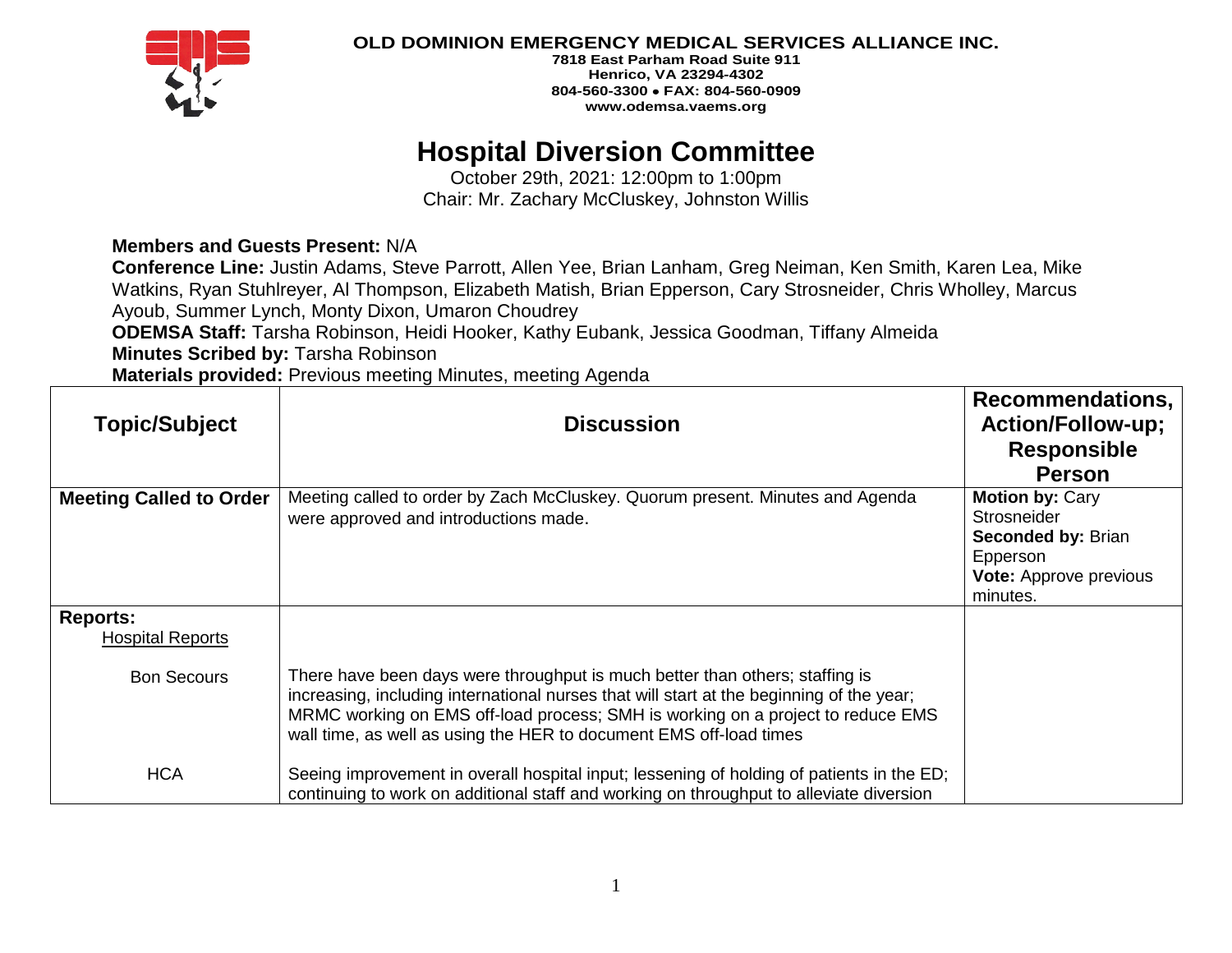**OLD DOMINION EMERGENCY MEDICAL SERVICES ALLIANCE INC.**
**7818 East Parham Road Suite 911**
**Henrico, VA 23294-4302**
**804-560-3300 • FAX: 804-560-0909**
**www.odemsa.vaems.org**

# Hospital Diversion Committee

October 29th, 2021: 12:00pm to 1:00pm
Chair: Mr. Zachary McCluskey, Johnston Willis

**Members and Guests Present:** N/A
**Conference Line:** Justin Adams, Steve Parrott, Allen Yee, Brian Lanham, Greg Neiman, Ken Smith, Karen Lea, Mike Watkins, Ryan Stuhlreyer, Al Thompson, Elizabeth Matish, Brian Epperson, Cary Strosneider, Chris Wholley, Marcus Ayoub, Summer Lynch, Monty Dixon, Umaron Choudrey
**ODEMSA Staff:** Tarsha Robinson, Heidi Hooker, Kathy Eubank, Jessica Goodman, Tiffany Almeida
**Minutes Scribed by:** Tarsha Robinson
**Materials provided:** Previous meeting Minutes, meeting Agenda

| Topic/Subject | Discussion | Recommendations, Action/Follow-up; Responsible Person |
|---|---|---|
| **Meeting Called to Order** | Meeting called to order by Zach McCluskey. Quorum present. Minutes and Agenda were approved and introductions made. | **Motion by:** Cary Strosneider<br>**Seconded by:** Brian Epperson<br>**Vote:** Approve previous minutes. |
| **Reports:**<br>Hospital Reports | | |
| Bon Secours | There have been days were throughput is much better than others; staffing is increasing, including international nurses that will start at the beginning of the year; MRMC working on EMS off-load process; SMH is working on a project to reduce EMS wall time, as well as using the HER to document EMS off-load times | |
| HCA | Seeing improvement in overall hospital input; lessening of holding of patients in the ED; continuing to work on additional staff and working on throughput to alleviate diversion | |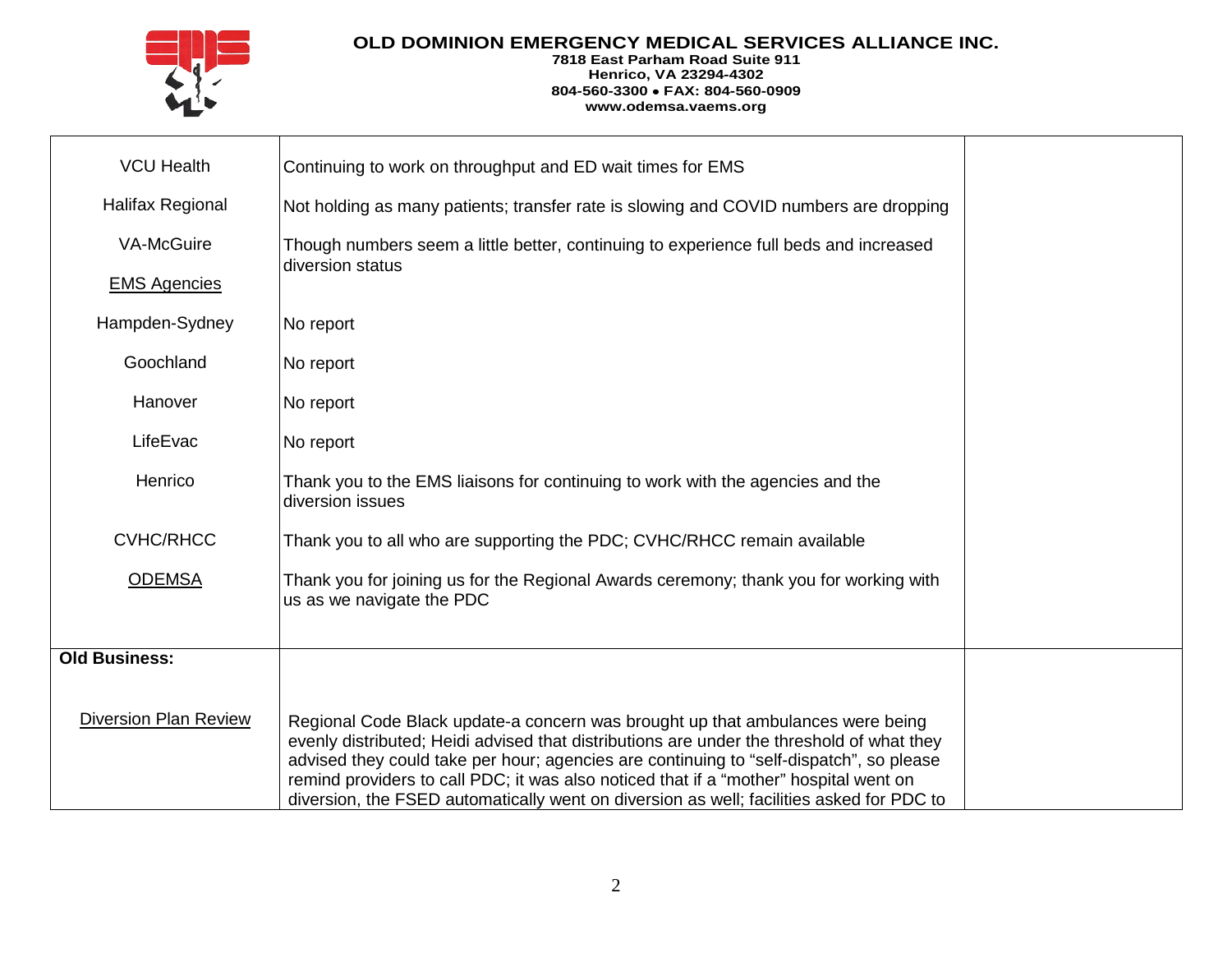| | | |
|---|---|---|
| VCU Health | Continuing to work on throughput and ED wait times for EMS | |
| Halifax Regional | Not holding as many patients; transfer rate is slowing and COVID numbers are dropping | |
| VA-McGuire | Though numbers seem a little better, continuing to experience full beds and increased diversion status | |
| EMS Agencies | | |
| Hampden-Sydney | No report | |
| Goochland | No report | |
| Hanover | No report | |
| LifeEvac | No report | |
| Henrico | Thank you to the EMS liaisons for continuing to work with the agencies and the diversion issues | |
| CVHC/RHCC | Thank you to all who are supporting the PDC; CVHC/RHCC remain available | |
| ODEMSA | Thank you for joining us for the Regional Awards ceremony; thank you for working with us as we navigate the PDC | |
| **Old Business:** | | |
| Diversion Plan Review | Regional Code Black update-a concern was brought up that ambulances were being evenly distributed; Heidi advised that distributions are under the threshold of what they advised they could take per hour; agencies are continuing to "self-dispatch", so please remind providers to call PDC; it was also noticed that if a "mother" hospital went on diversion, the FSED automatically went on diversion as well; facilities asked for PDC to | |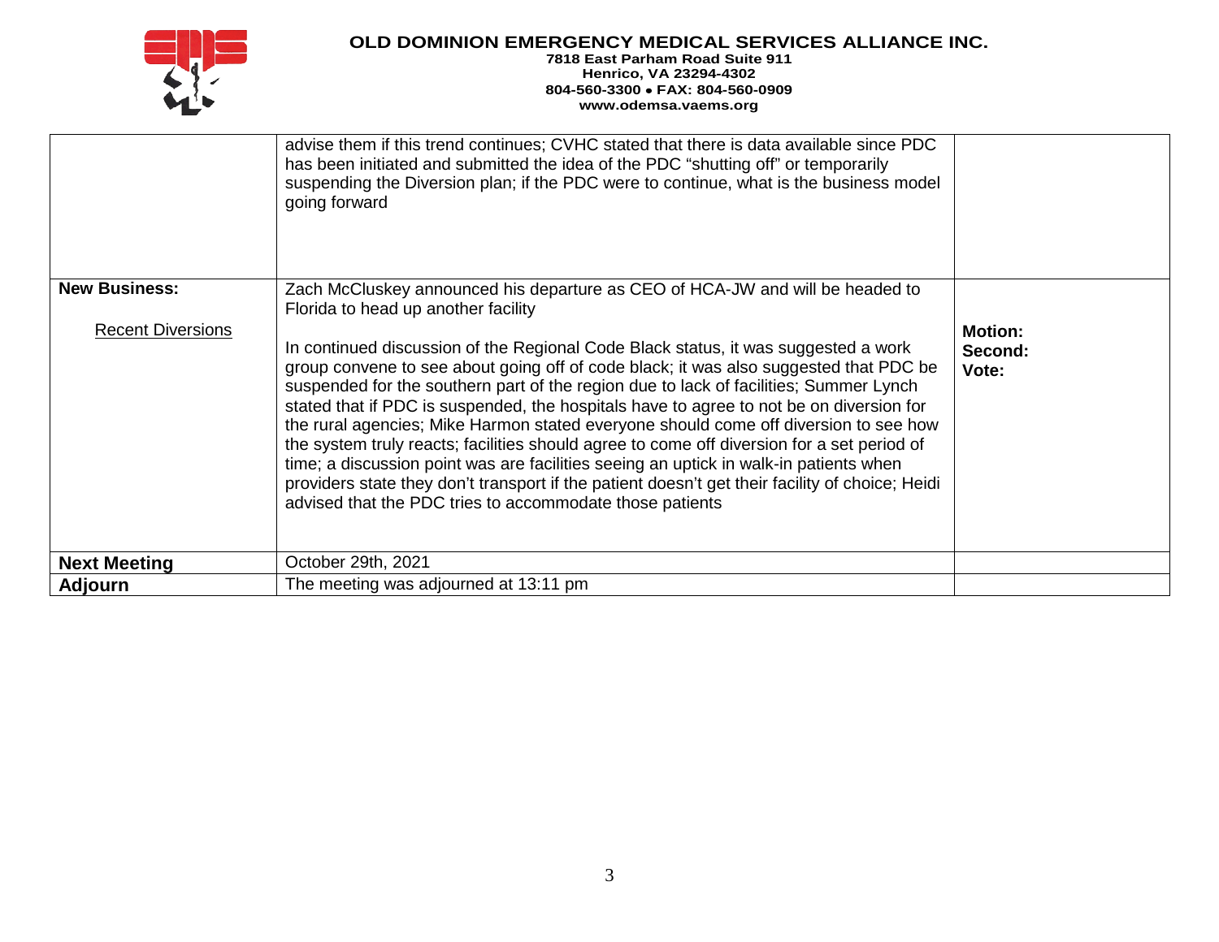**OLD DOMINION EMERGENCY MEDICAL SERVICES ALLIANCE INC.**
**7818 East Parham Road Suite 911**
**Henrico, VA 23294-4302**
**804-560-3300 • FAX: 804-560-0909**
**www.odemsa.vaems.org**

| | | |
|---|---|---|
| | advise them if this trend continues; CVHC stated that there is data available since PDC has been initiated and submitted the idea of the PDC "shutting off" or temporarily suspending the Diversion plan; if the PDC were to continue, what is the business model going forward | |
| **New Business:**<br><br>Recent Diversions | Zach McCluskey announced his departure as CEO of HCA-JW and will be headed to Florida to head up another facility<br><br>In continued discussion of the Regional Code Black status, it was suggested a work group convene to see about going off of code black; it was also suggested that PDC be suspended for the southern part of the region due to lack of facilities; Summer Lynch stated that if PDC is suspended, the hospitals have to agree to not be on diversion for the rural agencies; Mike Harmon stated everyone should come off diversion to see how the system truly reacts; facilities should agree to come off diversion for a set period of time; a discussion point was are facilities seeing an uptick in walk-in patients when providers state they don't transport if the patient doesn't get their facility of choice; Heidi advised that the PDC tries to accommodate those patients | **Motion:**<br>**Second:**<br>**Vote:** |
| **Next Meeting** | October 29th, 2021 | |
| **Adjourn** | The meeting was adjourned at 13:11 pm | |